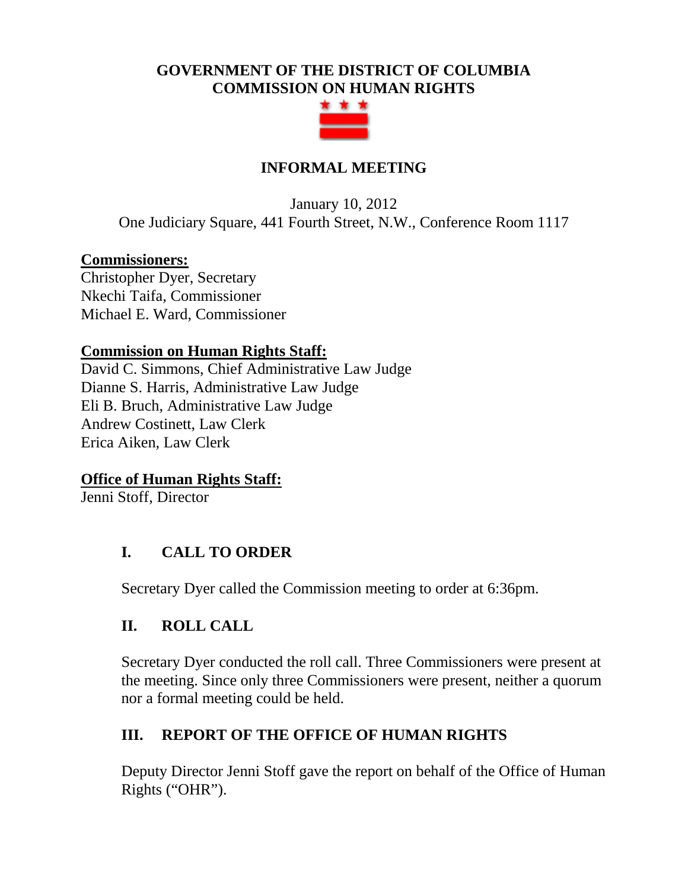# GOVERNMENT OF THE DISTRICT OF COLUMBIA
# COMMISSION ON HUMAN RIGHTS

## INFORMAL MEETING

January 10, 2012
One Judiciary Square, 441 Fourth Street, N.W., Conference Room 1117

**Commissioners:**
Christopher Dyer, Secretary
Nkechi Taifa, Commissioner
Michael E. Ward, Commissioner

**Commission on Human Rights Staff:**
David C. Simmons, Chief Administrative Law Judge
Dianne S. Harris, Administrative Law Judge
Eli B. Bruch, Administrative Law Judge
Andrew Costinett, Law Clerk
Erica Aiken, Law Clerk

**Office of Human Rights Staff:**
Jenni Stoff, Director

### I. CALL TO ORDER

Secretary Dyer called the Commission meeting to order at 6:36pm.

### II. ROLL CALL

Secretary Dyer conducted the roll call. Three Commissioners were present at the meeting. Since only three Commissioners were present, neither a quorum nor a formal meeting could be held.

### III. REPORT OF THE OFFICE OF HUMAN RIGHTS

Deputy Director Jenni Stoff gave the report on behalf of the Office of Human Rights ("OHR").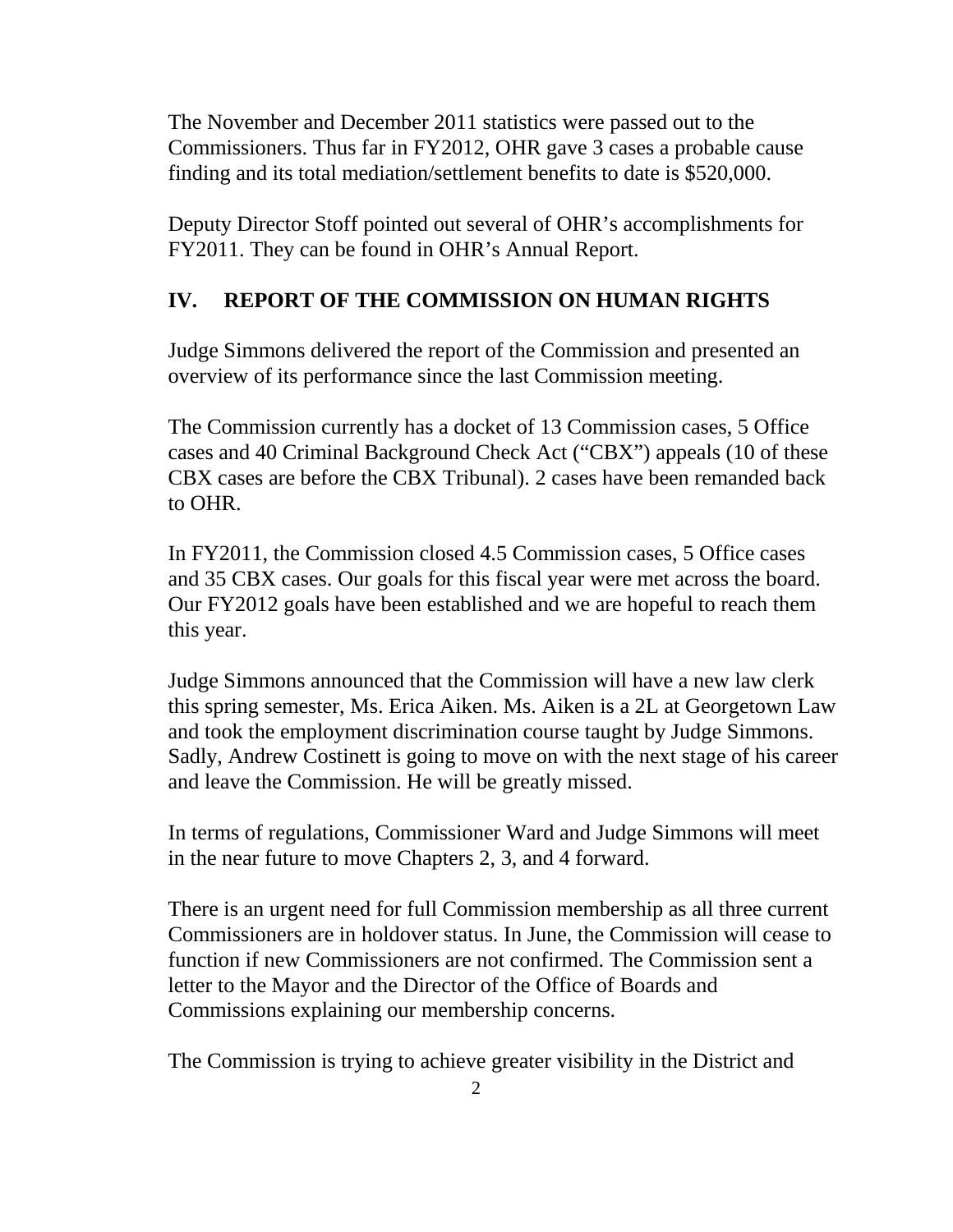The November and December 2011 statistics were passed out to the Commissioners. Thus far in FY2012, OHR gave 3 cases a probable cause finding and its total mediation/settlement benefits to date is $520,000.

Deputy Director Stoff pointed out several of OHR's accomplishments for FY2011. They can be found in OHR's Annual Report.

## IV. REPORT OF THE COMMISSION ON HUMAN RIGHTS

Judge Simmons delivered the report of the Commission and presented an overview of its performance since the last Commission meeting.

The Commission currently has a docket of 13 Commission cases, 5 Office cases and 40 Criminal Background Check Act ("CBX") appeals (10 of these CBX cases are before the CBX Tribunal). 2 cases have been remanded back to OHR.

In FY2011, the Commission closed 4.5 Commission cases, 5 Office cases and 35 CBX cases. Our goals for this fiscal year were met across the board. Our FY2012 goals have been established and we are hopeful to reach them this year.

Judge Simmons announced that the Commission will have a new law clerk this spring semester, Ms. Erica Aiken. Ms. Aiken is a 2L at Georgetown Law and took the employment discrimination course taught by Judge Simmons. Sadly, Andrew Costinett is going to move on with the next stage of his career and leave the Commission. He will be greatly missed.

In terms of regulations, Commissioner Ward and Judge Simmons will meet in the near future to move Chapters 2, 3, and 4 forward.

There is an urgent need for full Commission membership as all three current Commissioners are in holdover status. In June, the Commission will cease to function if new Commissioners are not confirmed. The Commission sent a letter to the Mayor and the Director of the Office of Boards and Commissions explaining our membership concerns.

The Commission is trying to achieve greater visibility in the District and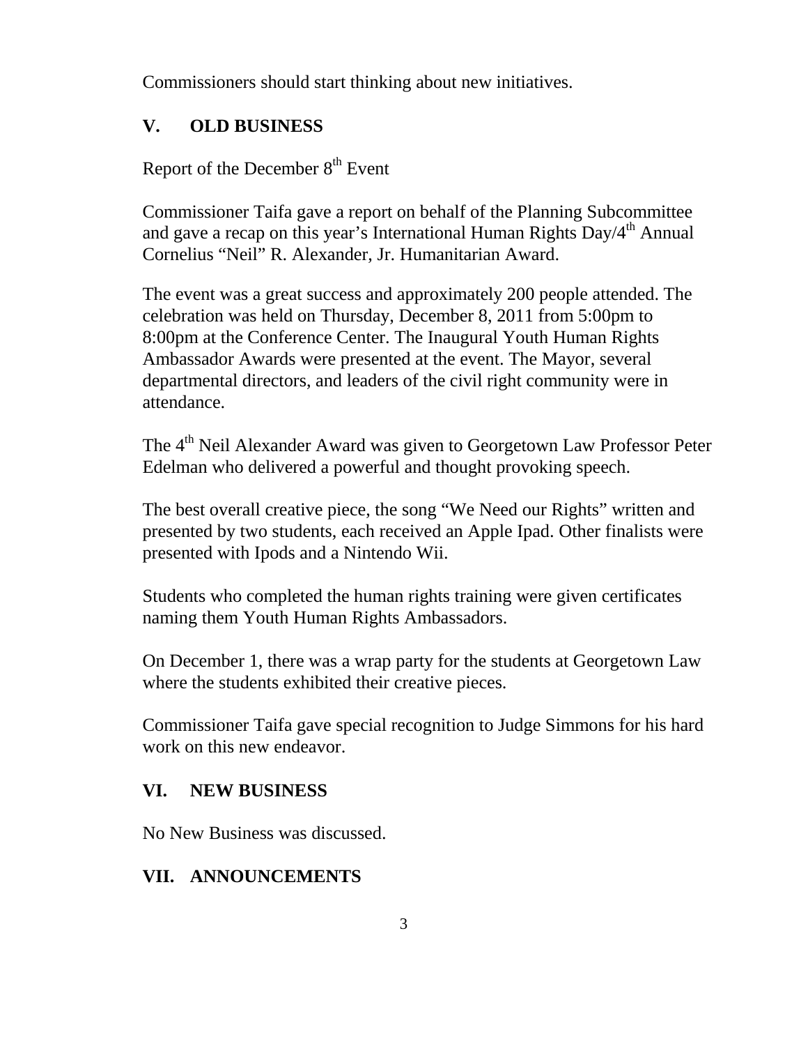Commissioners should start thinking about new initiatives.

## V. OLD BUSINESS

Report of the December 8th Event

Commissioner Taifa gave a report on behalf of the Planning Subcommittee and gave a recap on this year's International Human Rights Day/4th Annual Cornelius "Neil" R. Alexander, Jr. Humanitarian Award.

The event was a great success and approximately 200 people attended. The celebration was held on Thursday, December 8, 2011 from 5:00pm to 8:00pm at the Conference Center. The Inaugural Youth Human Rights Ambassador Awards were presented at the event. The Mayor, several departmental directors, and leaders of the civil right community were in attendance.

The 4th Neil Alexander Award was given to Georgetown Law Professor Peter Edelman who delivered a powerful and thought provoking speech.

The best overall creative piece, the song "We Need our Rights" written and presented by two students, each received an Apple Ipad. Other finalists were presented with Ipods and a Nintendo Wii.

Students who completed the human rights training were given certificates naming them Youth Human Rights Ambassadors.

On December 1, there was a wrap party for the students at Georgetown Law where the students exhibited their creative pieces.

Commissioner Taifa gave special recognition to Judge Simmons for his hard work on this new endeavor.

## VI. NEW BUSINESS

No New Business was discussed.

## VII. ANNOUNCEMENTS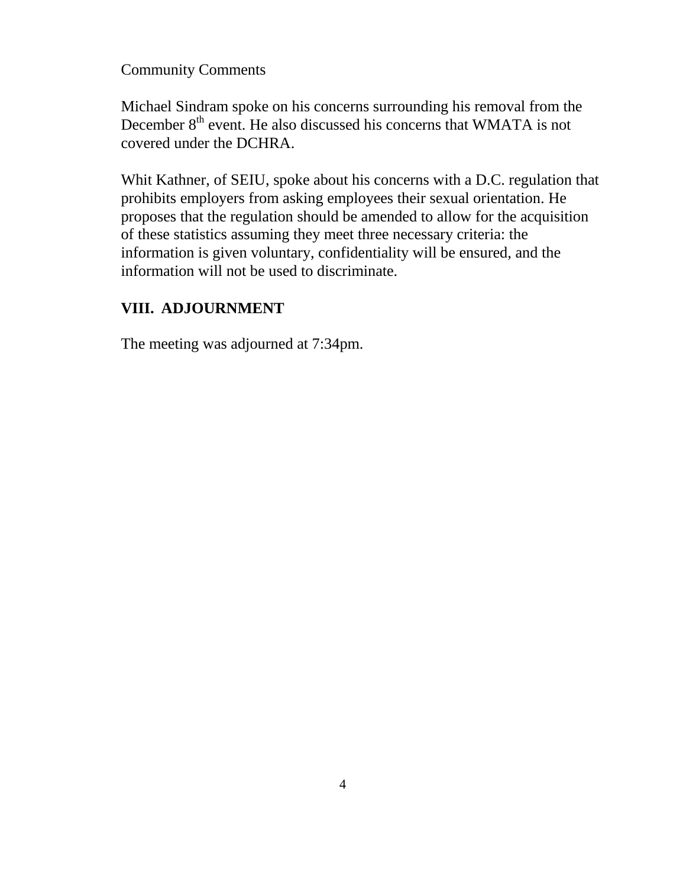Community Comments

Michael Sindram spoke on his concerns surrounding his removal from the December 8th event. He also discussed his concerns that WMATA is not covered under the DCHRA.

Whit Kathner, of SEIU, spoke about his concerns with a D.C. regulation that prohibits employers from asking employees their sexual orientation. He proposes that the regulation should be amended to allow for the acquisition of these statistics assuming they meet three necessary criteria: the information is given voluntary, confidentiality will be ensured, and the information will not be used to discriminate.

## VIII. ADJOURNMENT

The meeting was adjourned at 7:34pm.